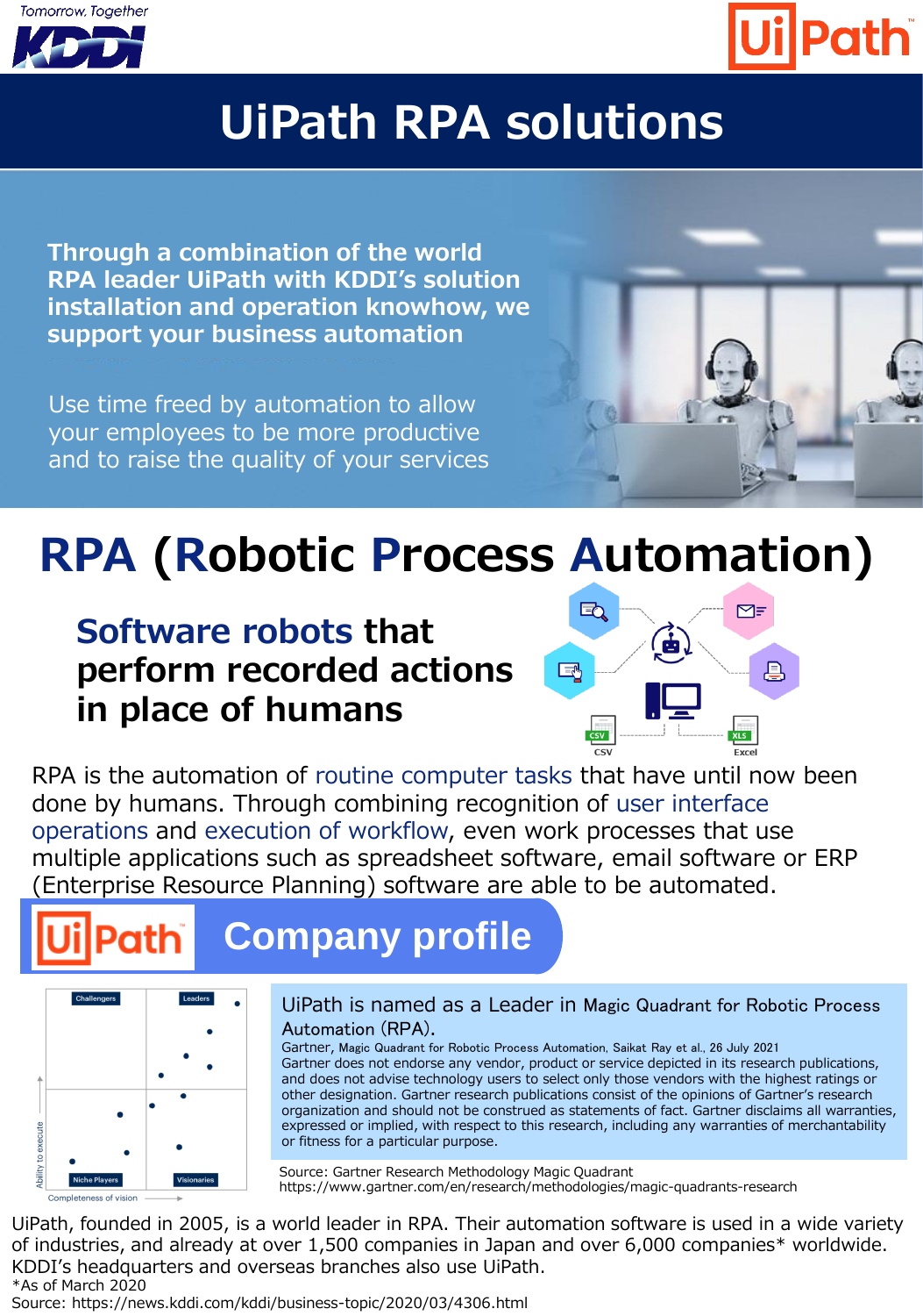Tomorrow, Together KDDI

UiPath

# UiPath RPA solutions

**Through a combination of the world RPA leader UiPath with KDDI's solution installation and operation knowhow, we support your business automation**

Use time freed by automation to allow your employees to be more productive and to raise the quality of your services

# RPA (Robotic Process Automation)

## Software robots that perform recorded actions in place of humans

CSV

Excel

RPA is the automation of routine computer tasks that have until now been done by humans. Through combining recognition of user interface operations and execution of workflow, even work processes that use multiple applications such as spreadsheet software, email software or ERP (Enterprise Resource Planning) software are able to be automated.

## UiPath Company profile

Challengers | Leaders | Niche Players | Visionaries

Ability to execute

Completeness of vision

UiPath is named as a Leader in Magic Quadrant for Robotic Process Automation (RPA).

Gartner, Magic Quadrant for Robotic Process Automation, Saikat Ray et al., 26 July 2021
Gartner does not endorse any vendor, product or service depicted in its research publications, and does not advise technology users to select only those vendors with the highest ratings or other designation. Gartner research publications consist of the opinions of Gartner's research organization and should not be construed as statements of fact. Gartner disclaims all warranties, expressed or implied, with respect to this research, including any warranties of merchantability or fitness for a particular purpose.

Source: Gartner Research Methodology Magic Quadrant
https://www.gartner.com/en/research/methodologies/magic-quadrants-research

UiPath, founded in 2005, is a world leader in RPA. Their automation software is used in a wide variety of industries, and already at over 1,500 companies in Japan and over 6,000 companies* worldwide. KDDI's headquarters and overseas branches also use UiPath.

*As of March 2020

Source: https://news.kddi.com/kddi/business-topic/2020/03/4306.html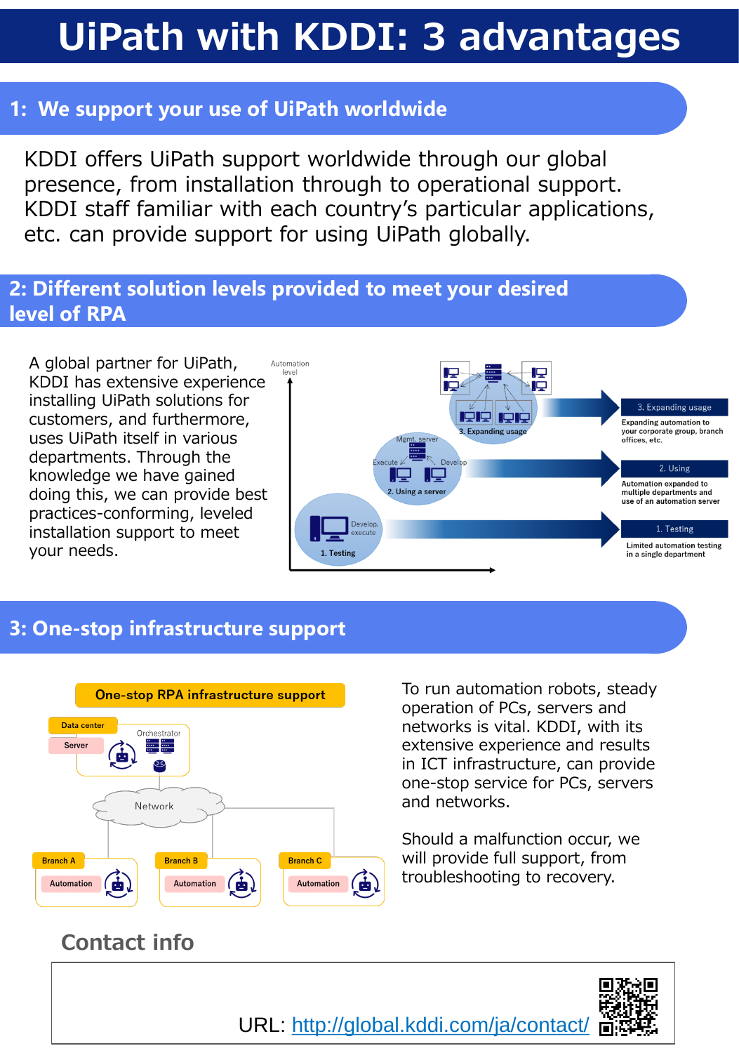# UiPath with KDDI: 3 advantages

## 1: We support your use of UiPath worldwide

KDDI offers UiPath support worldwide through our global presence, from installation through to operational support. KDDI staff familiar with each country's particular applications, etc. can provide support for using UiPath globally.

## 2: Different solution levels provided to meet your desired level of RPA

A global partner for UiPath, KDDI has extensive experience installing UiPath solutions for customers, and furthermore, uses UiPath itself in various departments. Through the knowledge we have gained doing this, we can provide best practices-conforming, leveled installation support to meet your needs.

Automation level

1. Testing
Develop, execute

2. Using a server
Mgmt. server
Execute
Develop

3. Expanding usage

3. Expanding usage
Expanding automation to your corporate group, branch offices, etc.

2. Using
Automation expanded to multiple departments and use of an automation server

1. Testing
Limited automation testing in a single department

## 3: One-stop infrastructure support

One-stop RPA infrastructure support

Data center
Server
Orchestrator
Network
Branch A
Automation
Branch B
Automation
Branch C
Automation

To run automation robots, steady operation of PCs, servers and networks is vital. KDDI, with its extensive experience and results in ICT infrastructure, can provide one-stop service for PCs, servers and networks.

Should a malfunction occur, we will provide full support, from troubleshooting to recovery.

## Contact info

URL: [http://global.kddi.com/ja/contact/](http://global.kddi.com/ja/contact/)